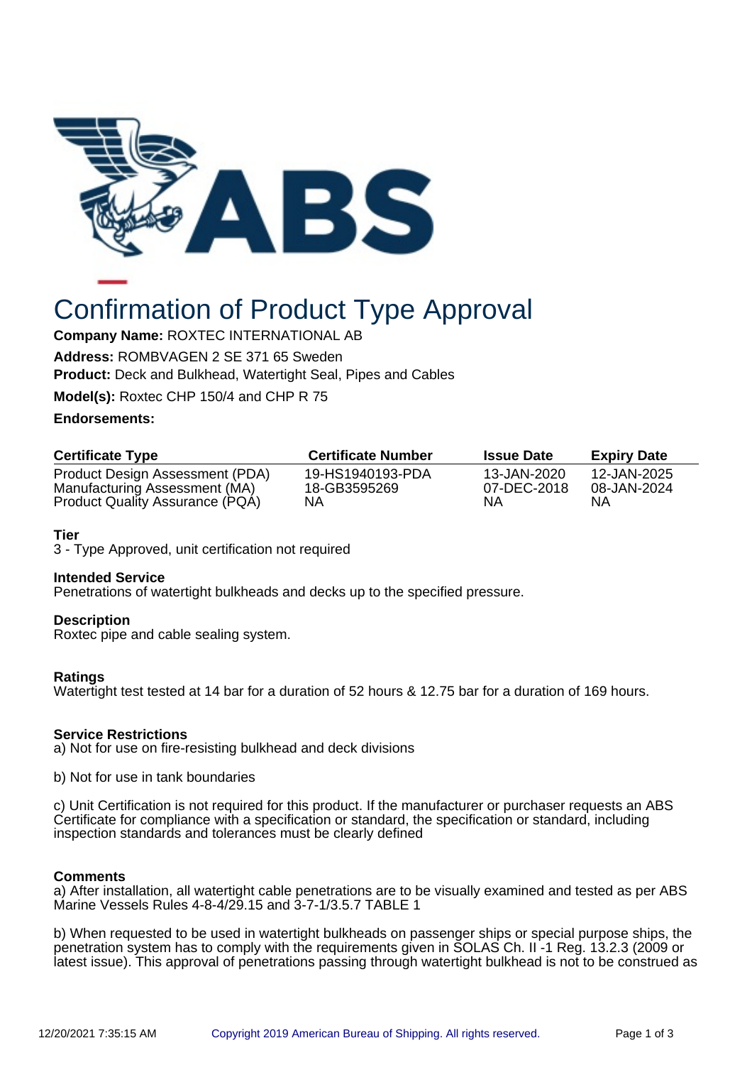# Confirmation of Product Type Approval

**Company Name:** ROXTEC INTERNATIONAL AB

**Address:** ROMBVAGEN 2 SE 371 65 Sweden

**Product:** Deck and Bulkhead, Watertight Seal, Pipes and Cables

**Model(s):** Roxtec CHP 150/4 and CHP R 75

**Endorsements:**

| Certificate Type | Certificate Number | Issue Date | Expiry Date |
|---|---|---|---|
| Product Design Assessment (PDA) | 19-HS1940193-PDA | 13-JAN-2020 | 12-JAN-2025 |
| Manufacturing Assessment (MA) | 18-GB3595269 | 07-DEC-2018 | 08-JAN-2024 |
| Product Quality Assurance (PQA) | NA | NA | NA |

**Tier**
3 - Type Approved, unit certification not required

**Intended Service**
Penetrations of watertight bulkheads and decks up to the specified pressure.

**Description**
Roxtec pipe and cable sealing system.

**Ratings**
Watertight test tested at 14 bar for a duration of 52 hours & 12.75 bar for a duration of 169 hours.

**Service Restrictions**
a) Not for use on fire-resisting bulkhead and deck divisions

b) Not for use in tank boundaries

c) Unit Certification is not required for this product. If the manufacturer or purchaser requests an ABS Certificate for compliance with a specification or standard, the specification or standard, including inspection standards and tolerances must be clearly defined

**Comments**
a) After installation, all watertight cable penetrations are to be visually examined and tested as per ABS Marine Vessels Rules 4-8-4/29.15 and 3-7-1/3.5.7 TABLE 1

b) When requested to be used in watertight bulkheads on passenger ships or special purpose ships, the penetration system has to comply with the requirements given in SOLAS Ch. II -1 Reg. 13.2.3 (2009 or latest issue). This approval of penetrations passing through watertight bulkhead is not to be construed as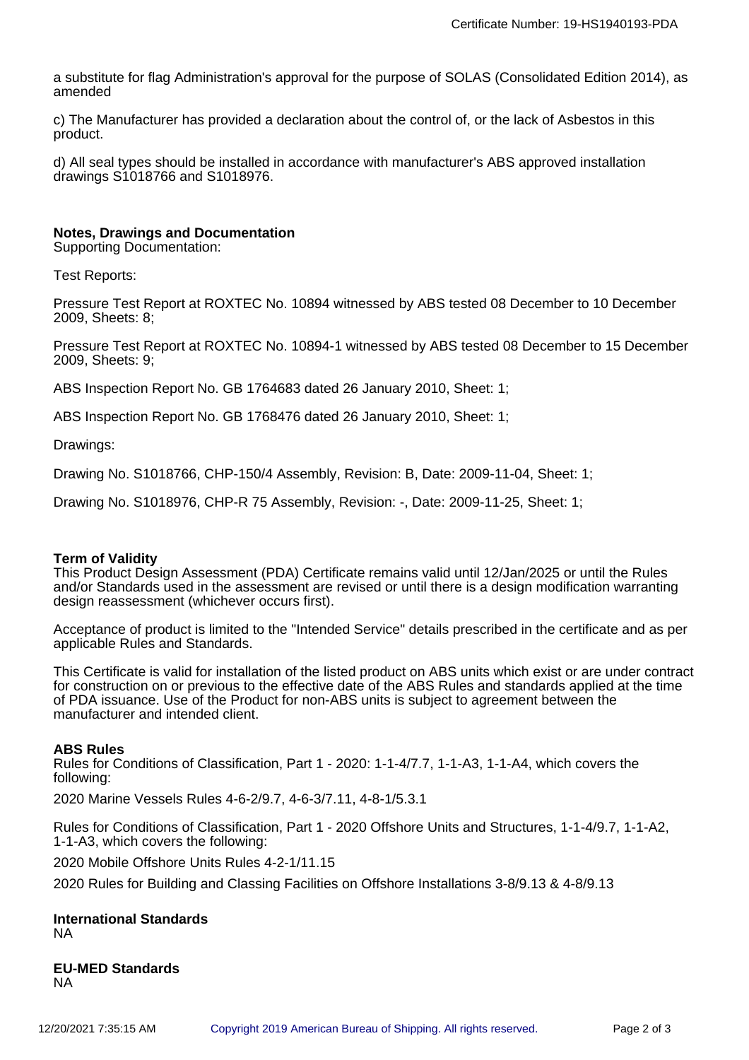a substitute for flag Administration's approval for the purpose of SOLAS (Consolidated Edition 2014), as amended

c) The Manufacturer has provided a declaration about the control of, or the lack of Asbestos in this product.

d) All seal types should be installed in accordance with manufacturer's ABS approved installation drawings S1018766 and S1018976.

**Notes, Drawings and Documentation**
Supporting Documentation:

Test Reports:

Pressure Test Report at ROXTEC No. 10894 witnessed by ABS tested 08 December to 10 December 2009, Sheets: 8;

Pressure Test Report at ROXTEC No. 10894-1 witnessed by ABS tested 08 December to 15 December 2009, Sheets: 9;

ABS Inspection Report No. GB 1764683 dated 26 January 2010, Sheet: 1;

ABS Inspection Report No. GB 1768476 dated 26 January 2010, Sheet: 1;

Drawings:

Drawing No. S1018766, CHP-150/4 Assembly, Revision: B, Date: 2009-11-04, Sheet: 1;

Drawing No. S1018976, CHP-R 75 Assembly, Revision: -, Date: 2009-11-25, Sheet: 1;

**Term of Validity**
This Product Design Assessment (PDA) Certificate remains valid until 12/Jan/2025 or until the Rules and/or Standards used in the assessment are revised or until there is a design modification warranting design reassessment (whichever occurs first).

Acceptance of product is limited to the "Intended Service" details prescribed in the certificate and as per applicable Rules and Standards.

This Certificate is valid for installation of the listed product on ABS units which exist or are under contract for construction on or previous to the effective date of the ABS Rules and standards applied at the time of PDA issuance. Use of the Product for non-ABS units is subject to agreement between the manufacturer and intended client.

**ABS Rules**
Rules for Conditions of Classification, Part 1 - 2020: 1-1-4/7.7, 1-1-A3, 1-1-A4, which covers the following:

2020 Marine Vessels Rules 4-6-2/9.7, 4-6-3/7.11, 4-8-1/5.3.1

Rules for Conditions of Classification, Part 1 - 2020 Offshore Units and Structures, 1-1-4/9.7, 1-1-A2, 1-1-A3, which covers the following:

2020 Mobile Offshore Units Rules 4-2-1/11.15

2020 Rules for Building and Classing Facilities on Offshore Installations 3-8/9.13 & 4-8/9.13

**International Standards**
NA

**EU-MED Standards**
NA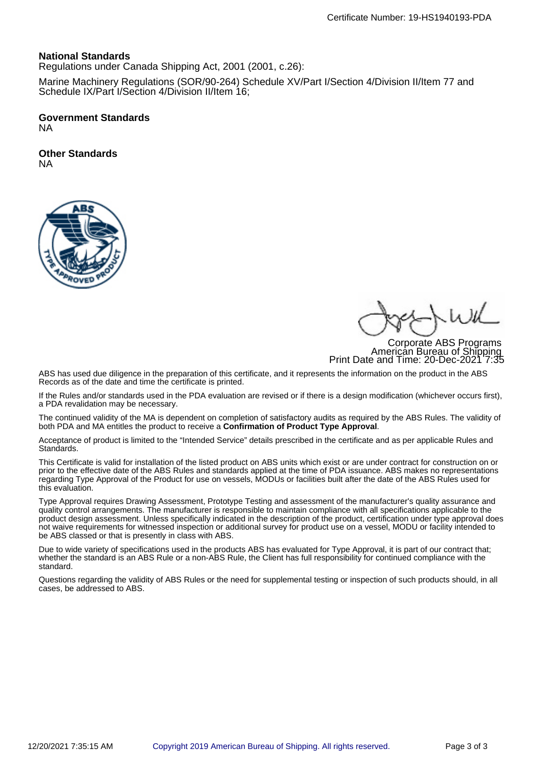**National Standards**
Regulations under Canada Shipping Act, 2001 (2001, c.26):

Marine Machinery Regulations (SOR/90-264) Schedule XV/Part I/Section 4/Division II/Item 77 and Schedule IX/Part I/Section 4/Division II/Item 16;

**Government Standards**
NA

**Other Standards**
NA

Corporate ABS Programs
American Bureau of Shipping
Print Date and Time: 20-Dec-2021 7:35

ABS has used due diligence in the preparation of this certificate, and it represents the information on the product in the ABS Records as of the date and time the certificate is printed.

If the Rules and/or standards used in the PDA evaluation are revised or if there is a design modification (whichever occurs first), a PDA revalidation may be necessary.

The continued validity of the MA is dependent on completion of satisfactory audits as required by the ABS Rules. The validity of both PDA and MA entitles the product to receive a **Confirmation of Product Type Approval**.

Acceptance of product is limited to the "Intended Service" details prescribed in the certificate and as per applicable Rules and Standards.

This Certificate is valid for installation of the listed product on ABS units which exist or are under contract for construction on or prior to the effective date of the ABS Rules and standards applied at the time of PDA issuance. ABS makes no representations regarding Type Approval of the Product for use on vessels, MODUs or facilities built after the date of the ABS Rules used for this evaluation.

Type Approval requires Drawing Assessment, Prototype Testing and assessment of the manufacturer's quality assurance and quality control arrangements. The manufacturer is responsible to maintain compliance with all specifications applicable to the product design assessment. Unless specifically indicated in the description of the product, certification under type approval does not waive requirements for witnessed inspection or additional survey for product use on a vessel, MODU or facility intended to be ABS classed or that is presently in class with ABS.

Due to wide variety of specifications used in the products ABS has evaluated for Type Approval, it is part of our contract that; whether the standard is an ABS Rule or a non-ABS Rule, the Client has full responsibility for continued compliance with the standard.

Questions regarding the validity of ABS Rules or the need for supplemental testing or inspection of such products should, in all cases, be addressed to ABS.